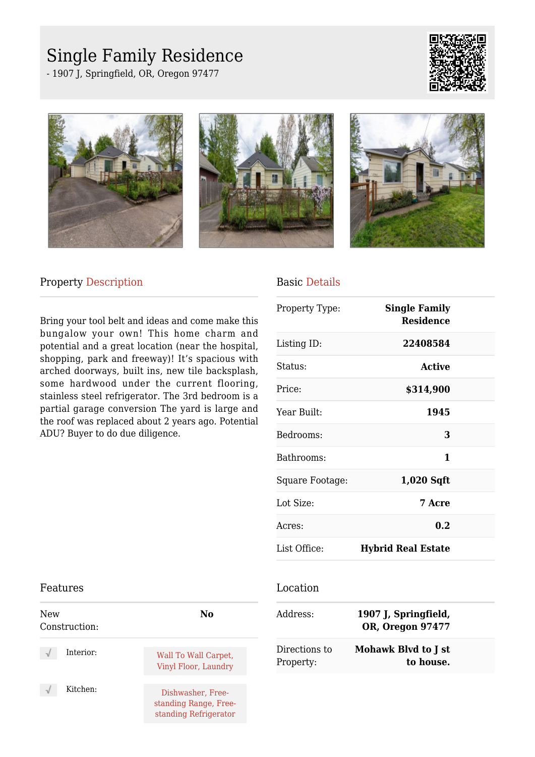# Single Family Residence

- 1907 J, Springfield, OR, Oregon 97477

## Property Description

Bring your tool belt and ideas and come make this bungalow your own! This home charm and potential and a great location (near the hospital, shopping, park and freeway)! It's spacious with arched doorways, built ins, new tile backsplash, some hardwood under the current flooring, stainless steel refrigerator. The 3rd bedroom is a partial garage conversion The yard is large and the roof was replaced about 2 years ago. Potential ADU? Buyer to do due diligence.

## Basic Details

| | |
|---|---|
| Property Type: | **Single Family Residence** |
| Listing ID: | **22408584** |
| Status: | **Active** |
| Price: | **$314,900** |
| Year Built: | **1945** |
| Bedrooms: | **3** |
| Bathrooms: | **1** |
| Square Footage: | **1,020 Sqft** |
| Lot Size: | **7 Acre** |
| Acres: | **0.2** |
| List Office: | **Hybrid Real Estate** |

## Features

| | |
|---|---|
| New Construction: | **No** |
| Interior: | Wall To Wall Carpet, Vinyl Floor, Laundry |
| Kitchen: | Dishwasher, Free-standing Range, Free-standing Refrigerator |

## Location

| | |
|---|---|
| Address: | **1907 J, Springfield, OR, Oregon 97477** |
| Directions to Property: | **Mohawk Blvd to J st to house.** |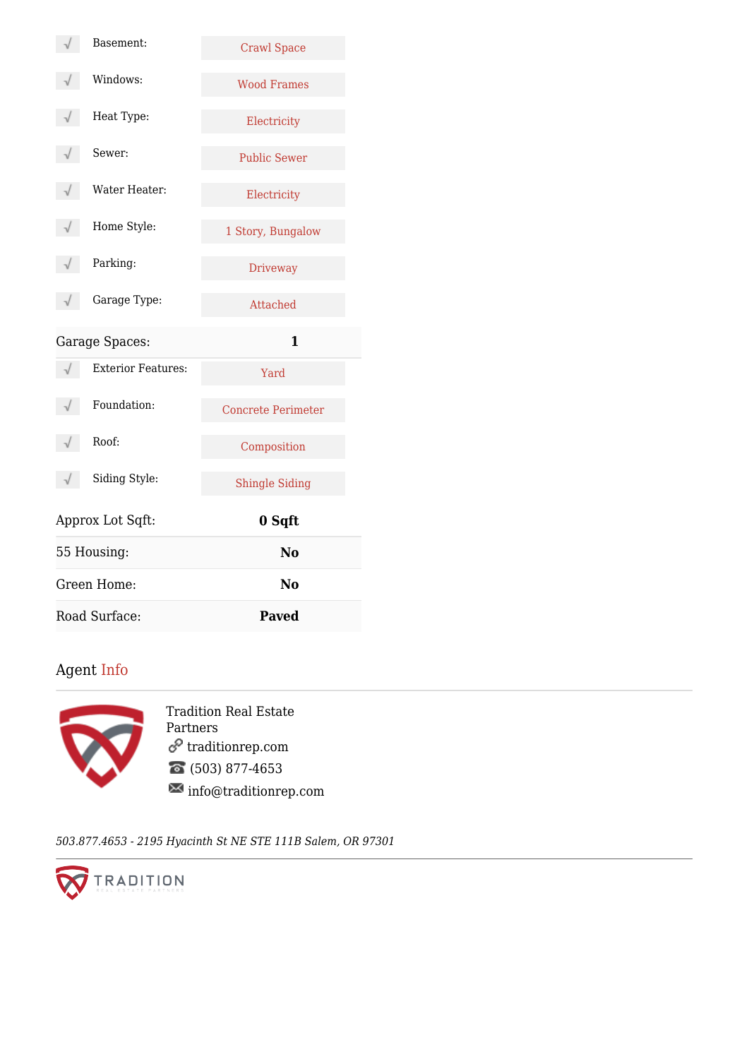| | |
|---|---|
| √ Basement: | Crawl Space |
| √ Windows: | Wood Frames |
| √ Heat Type: | Electricity |
| √ Sewer: | Public Sewer |
| √ Water Heater: | Electricity |
| √ Home Style: | 1 Story, Bungalow |
| √ Parking: | Driveway |
| √ Garage Type: | Attached |
| Garage Spaces: | **1** |
| √ Exterior Features: | Yard |
| √ Foundation: | Concrete Perimeter |
| √ Roof: | Composition |
| √ Siding Style: | Shingle Siding |
| Approx Lot Sqft: | **0 Sqft** |
| 55 Housing: | **No** |
| Green Home: | **No** |
| Road Surface: | **Paved** |

## Agent Info

Tradition Real Estate Partners
traditionrep.com
(503) 877-4653
info@traditionrep.com

*503.877.4653 - 2195 Hyacinth St NE STE 111B Salem, OR 97301*

TRADITION